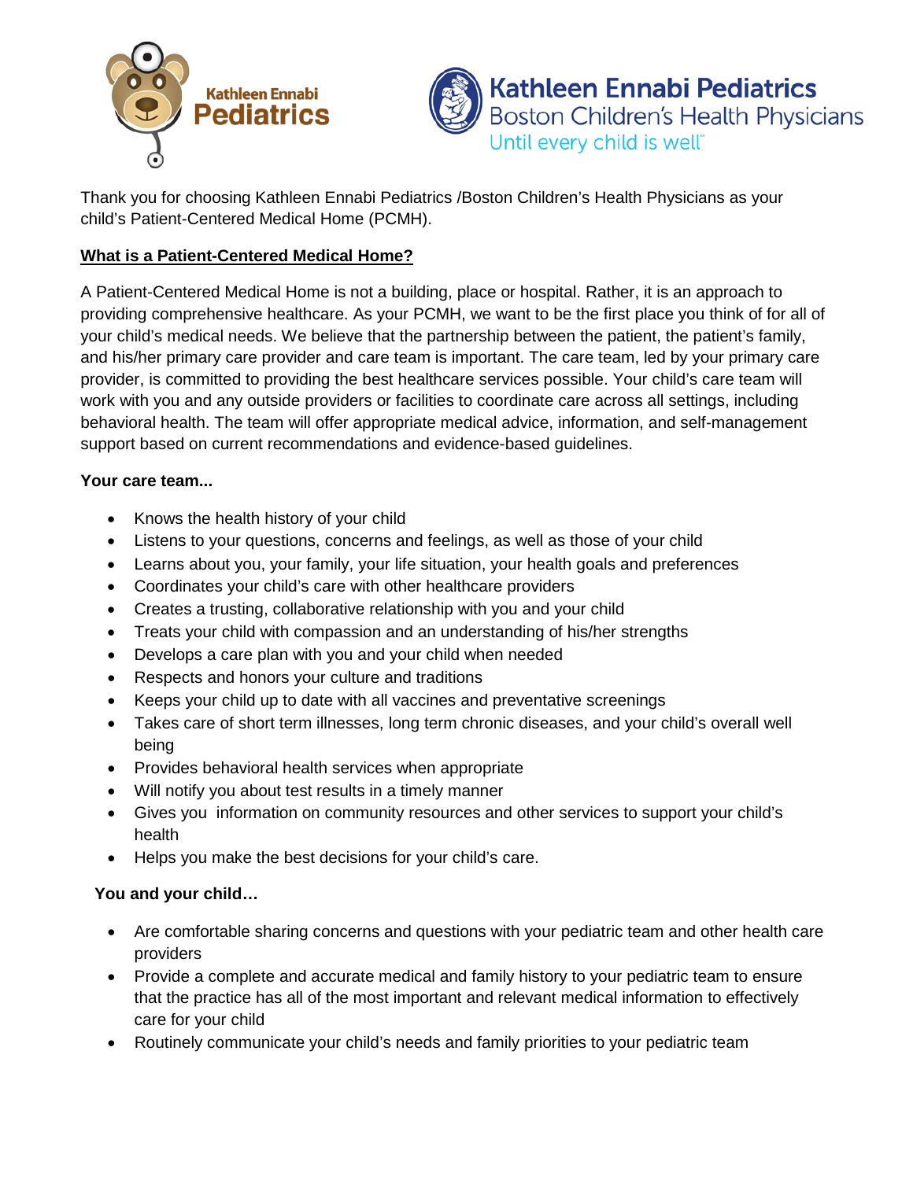Kathleen Ennabi Pediatrics

Kathleen Ennabi Pediatrics
Boston Children's Health Physicians
Until every child is well

Thank you for choosing Kathleen Ennabi Pediatrics /Boston Children's Health Physicians as your child's Patient-Centered Medical Home (PCMH).

## What is a Patient-Centered Medical Home?

A Patient-Centered Medical Home is not a building, place or hospital. Rather, it is an approach to providing comprehensive healthcare. As your PCMH, we want to be the first place you think of for all of your child's medical needs. We believe that the partnership between the patient, the patient's family, and his/her primary care provider and care team is important. The care team, led by your primary care provider, is committed to providing the best healthcare services possible. Your child's care team will work with you and any outside providers or facilities to coordinate care across all settings, including behavioral health. The team will offer appropriate medical advice, information, and self-management support based on current recommendations and evidence-based guidelines.

**Your care team...**

- Knows the health history of your child
- Listens to your questions, concerns and feelings, as well as those of your child
- Learns about you, your family, your life situation, your health goals and preferences
- Coordinates your child's care with other healthcare providers
- Creates a trusting, collaborative relationship with you and your child
- Treats your child with compassion and an understanding of his/her strengths
- Develops a care plan with you and your child when needed
- Respects and honors your culture and traditions
- Keeps your child up to date with all vaccines and preventative screenings
- Takes care of short term illnesses, long term chronic diseases, and your child's overall well being
- Provides behavioral health services when appropriate
- Will notify you about test results in a timely manner
- Gives you information on community resources and other services to support your child's health
- Helps you make the best decisions for your child's care.

**You and your child…**

- Are comfortable sharing concerns and questions with your pediatric team and other health care providers
- Provide a complete and accurate medical and family history to your pediatric team to ensure that the practice has all of the most important and relevant medical information to effectively care for your child
- Routinely communicate your child's needs and family priorities to your pediatric team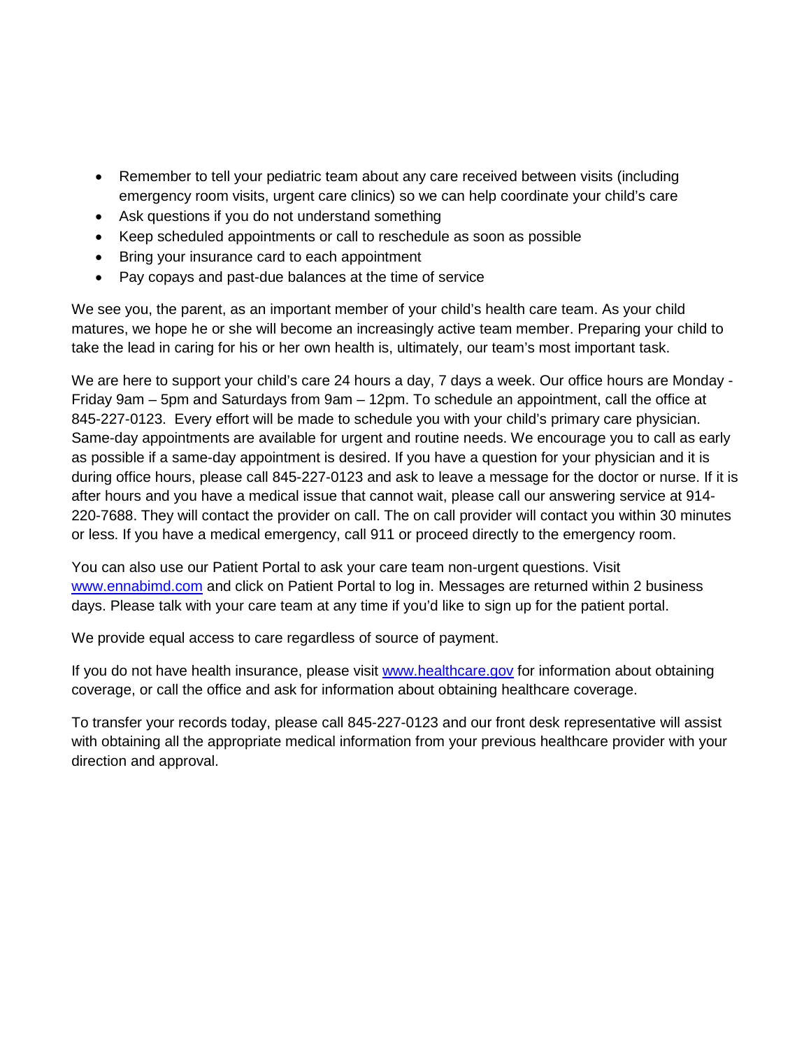- Remember to tell your pediatric team about any care received between visits (including emergency room visits, urgent care clinics) so we can help coordinate your child's care
- Ask questions if you do not understand something
- Keep scheduled appointments or call to reschedule as soon as possible
- Bring your insurance card to each appointment
- Pay copays and past-due balances at the time of service

We see you, the parent, as an important member of your child's health care team. As your child matures, we hope he or she will become an increasingly active team member. Preparing your child to take the lead in caring for his or her own health is, ultimately, our team's most important task.

We are here to support your child's care 24 hours a day, 7 days a week. Our office hours are Monday - Friday 9am – 5pm and Saturdays from 9am – 12pm. To schedule an appointment, call the office at 845-227-0123. Every effort will be made to schedule you with your child's primary care physician. Same-day appointments are available for urgent and routine needs. We encourage you to call as early as possible if a same-day appointment is desired. If you have a question for your physician and it is during office hours, please call 845-227-0123 and ask to leave a message for the doctor or nurse. If it is after hours and you have a medical issue that cannot wait, please call our answering service at 914-220-7688. They will contact the provider on call. The on call provider will contact you within 30 minutes or less. If you have a medical emergency, call 911 or proceed directly to the emergency room.

You can also use our Patient Portal to ask your care team non-urgent questions. Visit [www.ennabimd.com](http://www.ennabimd.com) and click on Patient Portal to log in. Messages are returned within 2 business days. Please talk with your care team at any time if you'd like to sign up for the patient portal.

We provide equal access to care regardless of source of payment.

If you do not have health insurance, please visit [www.healthcare.gov](http://www.healthcare.gov) for information about obtaining coverage, or call the office and ask for information about obtaining healthcare coverage.

To transfer your records today, please call 845-227-0123 and our front desk representative will assist with obtaining all the appropriate medical information from your previous healthcare provider with your direction and approval.